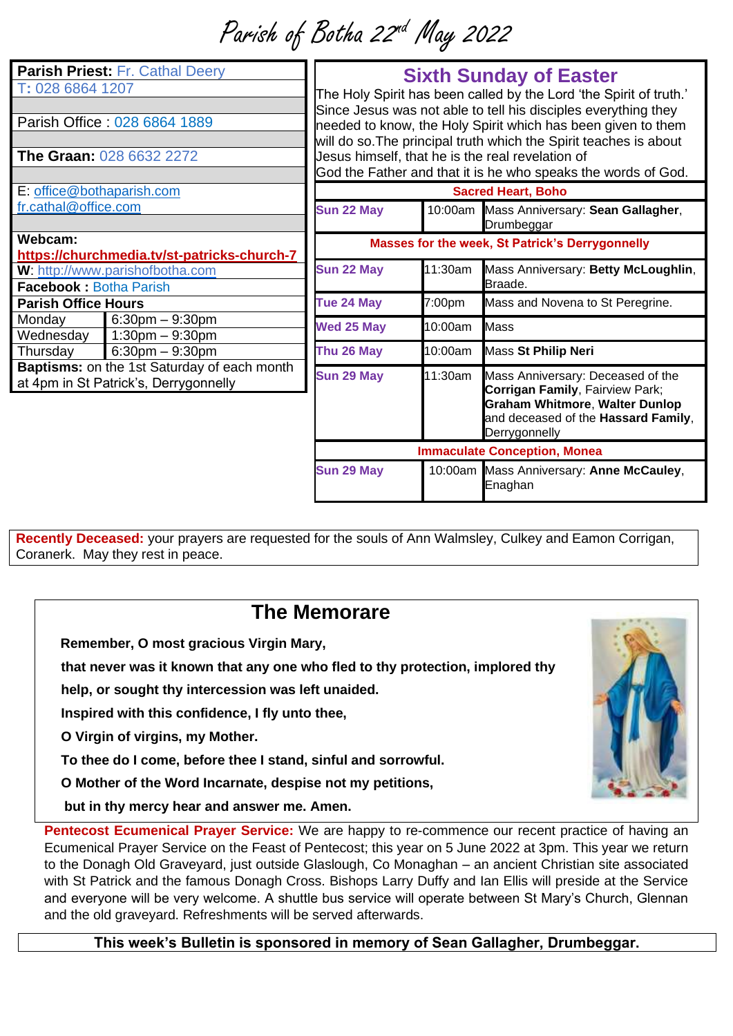# Parish of Botha 22nd May 2022

| | |
|---|---|
| **Parish Priest:** Fr. Cathal Deery | |
| T: 028 6864 1207 | |
| Parish Office : 028 6864 1889 | |
| **The Graan:** 028 6632 2272 | |
| E: office@bothaparish.com fr.cathal@office.com | |
| **Webcam:** **https://churchmedia.tv/st-patricks-church-7** | |
| **W**: http://www.parishofbotha.com | |
| **Facebook :** Botha Parish | |
| **Parish Office Hours** | |
| Monday | 6:30pm – 9:30pm |
| Wednesday | 1:30pm – 9:30pm |
| Thursday | 6:30pm – 9:30pm |
| **Baptisms:** on the 1st Saturday of each month at 4pm in St Patrick's, Derrygonnelly | |

## Sixth Sunday of Easter

The Holy Spirit has been called by the Lord 'the Spirit of truth.' Since Jesus was not able to tell his disciples everything they needed to know, the Holy Spirit which has been given to them will do so.The principal truth which the Spirit teaches is about Jesus himself, that he is the real revelation of God the Father and that it is he who speaks the words of God.

| **Sacred Heart, Boho** | | |
|---|---|---|
| **Sun 22 May** | 10:00am | Mass Anniversary: **Sean Gallagher**, Drumbeggar |
| **Masses for the week, St Patrick's Derrygonnelly** | | |
| **Sun 22 May** | 11:30am | Mass Anniversary: **Betty McLoughlin**, Braade. |
| **Tue 24 May** | 7:00pm | Mass and Novena to St Peregrine. |
| **Wed 25 May** | 10:00am | Mass |
| **Thu 26 May** | 10:00am | Mass **St Philip Neri** |
| **Sun 29 May** | 11:30am | Mass Anniversary: Deceased of the **Corrigan Family**, Fairview Park; **Graham Whitmore**, **Walter Dunlop** and deceased of the **Hassard Family**, Derrygonnelly |
| **Immaculate Conception, Monea** | | |
| **Sun 29 May** | 10:00am | Mass Anniversary: **Anne McCauley**, Enaghan |

**Recently Deceased:** your prayers are requested for the souls of Ann Walmsley, Culkey and Eamon Corrigan, Coranerk. May they rest in peace.

## The Memorare

**Remember, O most gracious Virgin Mary,**

**that never was it known that any one who fled to thy protection, implored thy help, or sought thy intercession was left unaided.**

**Inspired with this confidence, I fly unto thee,**

**O Virgin of virgins, my Mother.**

**To thee do I come, before thee I stand, sinful and sorrowful.**

**O Mother of the Word Incarnate, despise not my petitions,**

**but in thy mercy hear and answer me. Amen.**

**Pentecost Ecumenical Prayer Service:** We are happy to re-commence our recent practice of having an Ecumenical Prayer Service on the Feast of Pentecost; this year on 5 June 2022 at 3pm. This year we return to the Donagh Old Graveyard, just outside Glaslough, Co Monaghan – an ancient Christian site associated with St Patrick and the famous Donagh Cross. Bishops Larry Duffy and Ian Ellis will preside at the Service and everyone will be very welcome. A shuttle bus service will operate between St Mary's Church, Glennan and the old graveyard. Refreshments will be served afterwards.

**This week's Bulletin is sponsored in memory of Sean Gallagher, Drumbeggar.**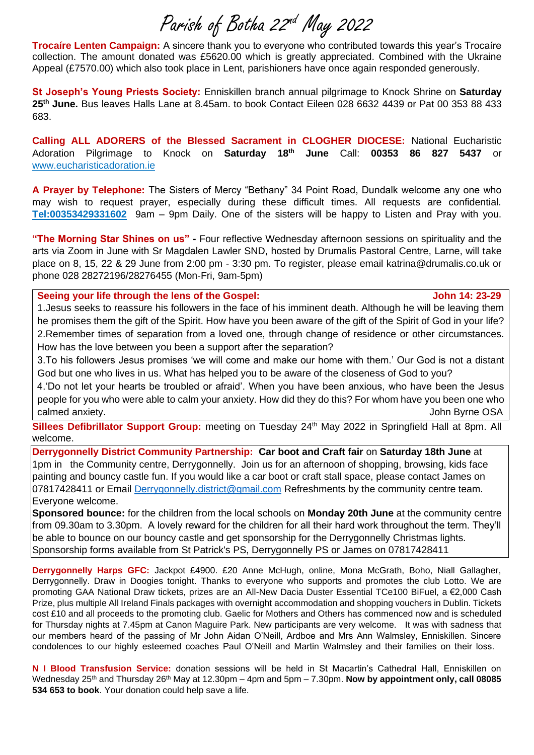# Parish of Botha 22nd May 2022

**Trocaíre Lenten Campaign:** A sincere thank you to everyone who contributed towards this year's Trocaíre collection. The amount donated was £5620.00 which is greatly appreciated. Combined with the Ukraine Appeal (£7570.00) which also took place in Lent, parishioners have once again responded generously.

**St Joseph's Young Priests Society:** Enniskillen branch annual pilgrimage to Knock Shrine on **Saturday 25th June.** Bus leaves Halls Lane at 8.45am. to book Contact Eileen 028 6632 4439 or Pat 00 353 88 433 683.

**Calling ALL ADORERS of the Blessed Sacrament in CLOGHER DIOCESE:** National Eucharistic Adoration Pilgrimage to Knock on **Saturday 18th June** Call: **00353 86 827 5437** or www.eucharisticadoration.ie

**A Prayer by Telephone:** The Sisters of Mercy "Bethany" 34 Point Road, Dundalk welcome any one who may wish to request prayer, especially during these difficult times. All requests are confidential. **Tel:00353429331602** 9am – 9pm Daily. One of the sisters will be happy to Listen and Pray with you.

**"The Morning Star Shines on us" -** Four reflective Wednesday afternoon sessions on spirituality and the arts via Zoom in June with Sr Magdalen Lawler SND, hosted by Drumalis Pastoral Centre, Larne, will take place on 8, 15, 22 & 29 June from 2:00 pm - 3:30 pm. To register, please email katrina@drumalis.co.uk or phone 028 28272196/28276455 (Mon-Fri, 9am-5pm)

**Seeing your life through the lens of the Gospel:** **John 14: 23-29**

1.Jesus seeks to reassure his followers in the face of his imminent death. Although he will be leaving them he promises them the gift of the Spirit. How have you been aware of the gift of the Spirit of God in your life?
2.Remember times of separation from a loved one, through change of residence or other circumstances. How has the love between you been a support after the separation?
3.To his followers Jesus promises 'we will come and make our home with them.' Our God is not a distant God but one who lives in us. What has helped you to be aware of the closeness of God to you?
4.'Do not let your hearts be troubled or afraid'. When you have been anxious, who have been the Jesus people for you who were able to calm your anxiety. How did they do this? For whom have you been one who calmed anxiety.

John Byrne OSA

**Sillees Defibrillator Support Group:** meeting on Tuesday 24th May 2022 in Springfield Hall at 8pm. All welcome.

**Derrygonnelly District Community Partnership:** **Car boot and Craft fair** on **Saturday 18th June** at 1pm in the Community centre, Derrygonnelly. Join us for an afternoon of shopping, browsing, kids face painting and bouncy castle fun. If you would like a car boot or craft stall space, please contact James on 07817428411 or Email Derrygonnelly.district@gmail.com Refreshments by the community centre team. Everyone welcome.

**Sponsored bounce:** for the children from the local schools on **Monday 20th June** at the community centre from 09.30am to 3.30pm. A lovely reward for the children for all their hard work throughout the term. They'll be able to bounce on our bouncy castle and get sponsorship for the Derrygonnelly Christmas lights. Sponsorship forms available from St Patrick's PS, Derrygonnelly PS or James on 07817428411

**Derrygonnelly Harps GFC:** Jackpot £4900. £20 Anne McHugh, online, Mona McGrath, Boho, Niall Gallagher, Derrygonnelly. Draw in Doogies tonight. Thanks to everyone who supports and promotes the club Lotto. We are promoting GAA National Draw tickets, prizes are an All-New Dacia Duster Essential TCe100 BiFuel, a €2,000 Cash Prize, plus multiple All Ireland Finals packages with overnight accommodation and shopping vouchers in Dublin. Tickets cost £10 and all proceeds to the promoting club. Gaelic for Mothers and Others has commenced now and is scheduled for Thursday nights at 7.45pm at Canon Maguire Park. New participants are very welcome. It was with sadness that our members heard of the passing of Mr John Aidan O'Neill, Ardboe and Mrs Ann Walmsley, Enniskillen. Sincere condolences to our highly esteemed coaches Paul O'Neill and Martin Walmsley and their families on their loss.

**N I Blood Transfusion Service:** donation sessions will be held in St Macartin's Cathedral Hall, Enniskillen on Wednesday 25th and Thursday 26th May at 12.30pm – 4pm and 5pm – 7.30pm. **Now by appointment only, call 08085 534 653 to book**. Your donation could help save a life.